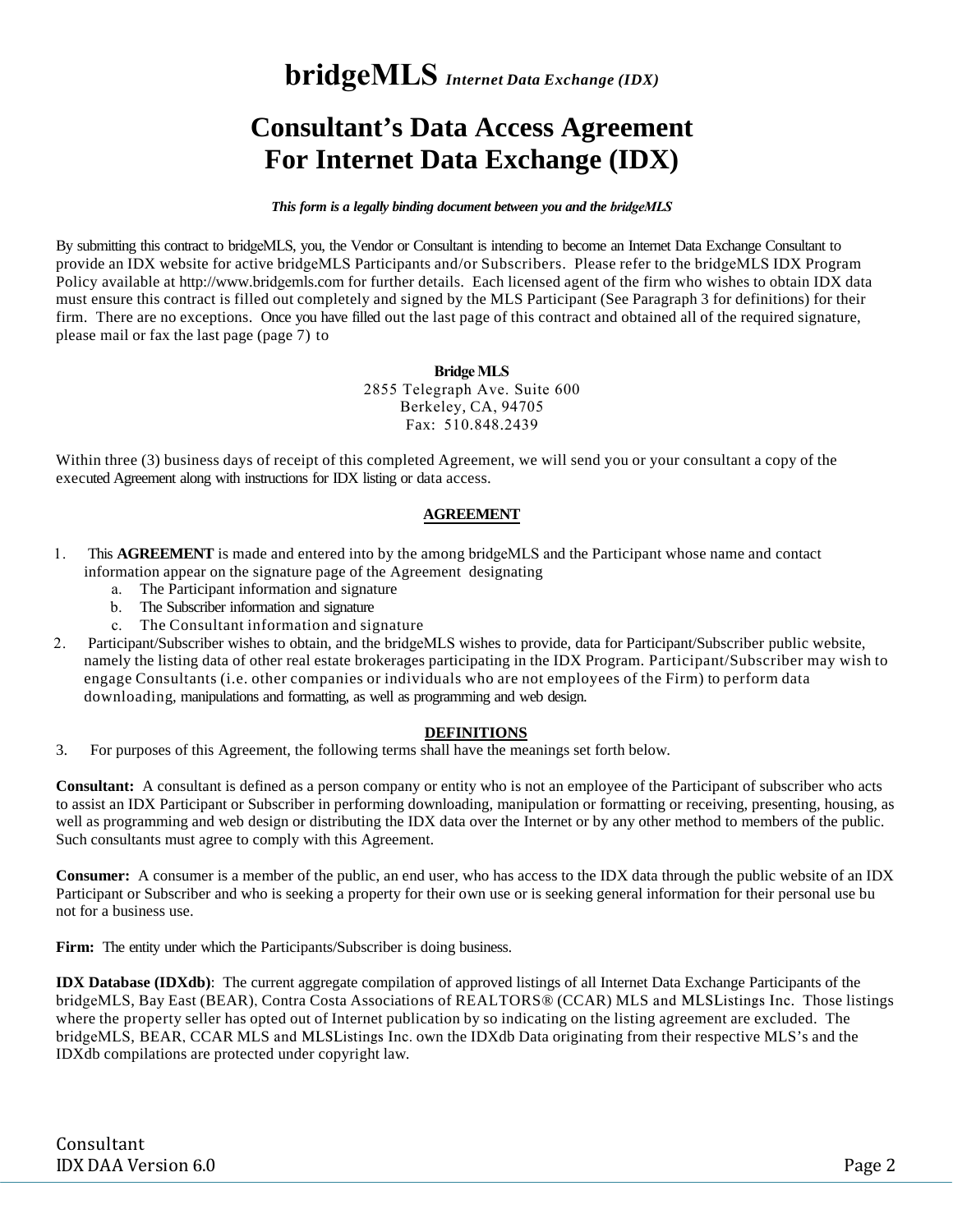# **bridgeMLS** *Internet Data Exchange (IDX)*

# Consultant's Data Access Agreement For Internet Data Exchange (IDX)

***This form is a legally binding document between you and the bridgeMLS***

By submitting this contract to bridgeMLS, you, the Vendor or Consultant is intending to become an Internet Data Exchange Consultant to provide an IDX website for active bridgeMLS Participants and/or Subscribers. Please refer to the bridgeMLS IDX Program Policy available at http://www.bridgemls.com for further details. Each licensed agent of the firm who wishes to obtain IDX data must ensure this contract is filled out completely and signed by the MLS Participant (See Paragraph 3 for definitions) for their firm. There are no exceptions. Once you have filled out the last page of this contract and obtained all of the required signature, please mail or fax the last page (page 7) to

**Bridge MLS**
2855 Telegraph Ave. Suite 600
Berkeley, CA, 94705
Fax: 510.848.2439

Within three (3) business days of receipt of this completed Agreement, we will send you or your consultant a copy of the executed Agreement along with instructions for IDX listing or data access.

## AGREEMENT

1. This **AGREEMENT** is made and entered into by the among bridgeMLS and the Participant whose name and contact information appear on the signature page of the Agreement designating
   a. The Participant information and signature
   b. The Subscriber information and signature
   c. The Consultant information and signature
2. Participant/Subscriber wishes to obtain, and the bridgeMLS wishes to provide, data for Participant/Subscriber public website, namely the listing data of other real estate brokerages participating in the IDX Program. Participant/Subscriber may wish to engage Consultants (i.e. other companies or individuals who are not employees of the Firm) to perform data downloading, manipulations and formatting, as well as programming and web design.

## DEFINITIONS

3. For purposes of this Agreement, the following terms shall have the meanings set forth below.

**Consultant:** A consultant is defined as a person company or entity who is not an employee of the Participant of subscriber who acts to assist an IDX Participant or Subscriber in performing downloading, manipulation or formatting or receiving, presenting, housing, as well as programming and web design or distributing the IDX data over the Internet or by any other method to members of the public. Such consultants must agree to comply with this Agreement.

**Consumer:** A consumer is a member of the public, an end user, who has access to the IDX data through the public website of an IDX Participant or Subscriber and who is seeking a property for their own use or is seeking general information for their personal use bu not for a business use.

**Firm:** The entity under which the Participants/Subscriber is doing business.

**IDX Database (IDXdb)**: The current aggregate compilation of approved listings of all Internet Data Exchange Participants of the bridgeMLS, Bay East (BEAR), Contra Costa Associations of REALTORS® (CCAR) MLS and MLSListings Inc. Those listings where the property seller has opted out of Internet publication by so indicating on the listing agreement are excluded. The bridgeMLS, BEAR, CCAR MLS and MLSListings Inc. own the IDXdb Data originating from their respective MLS's and the IDXdb compilations are protected under copyright law.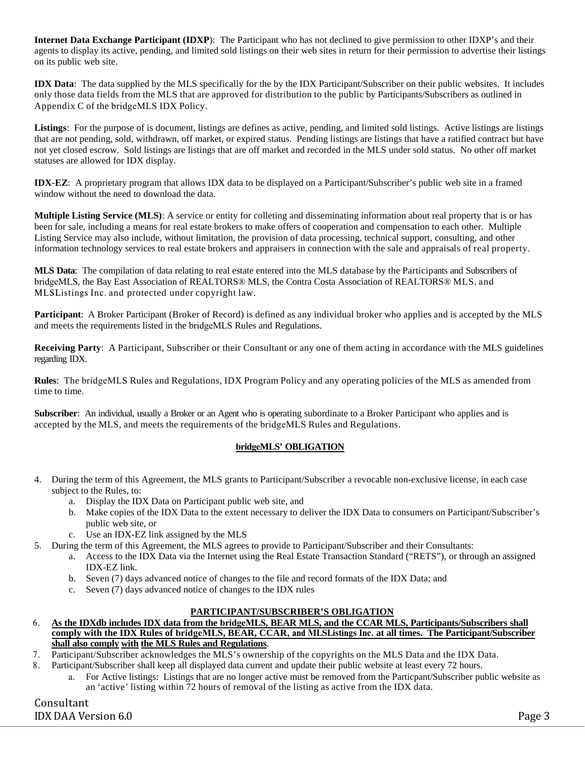**Internet Data Exchange Participant (IDXP)**: The Participant who has not declined to give permission to other IDXP's and their agents to display its active, pending, and limited sold listings on their web sites in return for their permission to advertise their listings on its public web site.

**IDX Data**: The data supplied by the MLS specifically for the by the IDX Participant/Subscriber on their public websites. It includes only those data fields from the MLS that are approved for distribution to the public by Participants/Subscribers as outlined in Appendix C of the bridgeMLS IDX Policy.

**Listings**: For the purpose of is document, listings are defines as active, pending, and limited sold listings. Active listings are listings that are not pending, sold, withdrawn, off market, or expired status. Pending listings are listings that have a ratified contract but have not yet closed escrow. Sold listings are listings that are off market and recorded in the MLS under sold status. No other off market statuses are allowed for IDX display.

**IDX-EZ**: A proprietary program that allows IDX data to be displayed on a Participant/Subscriber's public web site in a framed window without the need to download the data.

**Multiple Listing Service (MLS)**: A service or entity for colleting and disseminating information about real property that is or has been for sale, including a means for real estate brokers to make offers of cooperation and compensation to each other. Multiple Listing Service may also include, without limitation, the provision of data processing, technical support, consulting, and other information technology services to real estate brokers and appraisers in connection with the sale and appraisals of real property.

**MLS Data**: The compilation of data relating to real estate entered into the MLS database by the Participants and Subscribers of bridgeMLS, the Bay East Association of REALTORS® MLS, the Contra Costa Association of REALTORS® MLS, and MLSListings Inc. and protected under copyright law.

**Participant**: A Broker Participant (Broker of Record) is defined as any individual broker who applies and is accepted by the MLS and meets the requirements listed in the bridgeMLS Rules and Regulations.

**Receiving Party**: A Participant, Subscriber or their Consultant or any one of them acting in accordance with the MLS guidelines regarding IDX.

**Rules**: The bridgeMLS Rules and Regulations, IDX Program Policy and any operating policies of the MLS as amended from time to time.

**Subscriber**: An individual, usually a Broker or an Agent who is operating subordinate to a Broker Participant who applies and is accepted by the MLS, and meets the requirements of the bridgeMLS Rules and Regulations.

## bridgeMLS' OBLIGATION

4. During the term of this Agreement, the MLS grants to Participant/Subscriber a revocable non-exclusive license, in each case subject to the Rules, to:
   a. Display the IDX Data on Participant public web site, and
   b. Make copies of the IDX Data to the extent necessary to deliver the IDX Data to consumers on Participant/Subscriber's public web site, or
   c. Use an IDX-EZ link assigned by the MLS
5. During the term of this Agreement, the MLS agrees to provide to Participant/Subscriber and their Consultants:
   a. Access to the IDX Data via the Internet using the Real Estate Transaction Standard ("RETS"), or through an assigned IDX-EZ link.
   b. Seven (7) days advanced notice of changes to the file and record formats of the IDX Data; and
   c. Seven (7) days advanced notice of changes to the IDX rules

## PARTICIPANT/SUBSCRIBER'S OBLIGATION

6. **As the IDXdb includes IDX data from the bridgeMLS, BEAR MLS, and the CCAR MLS, Participants/Subscribers shall comply with the IDX Rules of bridgeMLS, BEAR, CCAR, and MLSListings Inc. at all times. The Participant/Subscriber shall also comply with the MLS Rules and Regulations**.
7. Participant/Subscriber acknowledges the MLS's ownership of the copyrights on the MLS Data and the IDX Data.
8. Participant/Subscriber shall keep all displayed data current and update their public website at least every 72 hours.
   a. For Active listings: Listings that are no longer active must be removed from the Particpant/Subscriber public website as an 'active' listing within 72 hours of removal of the listing as active from the IDX data.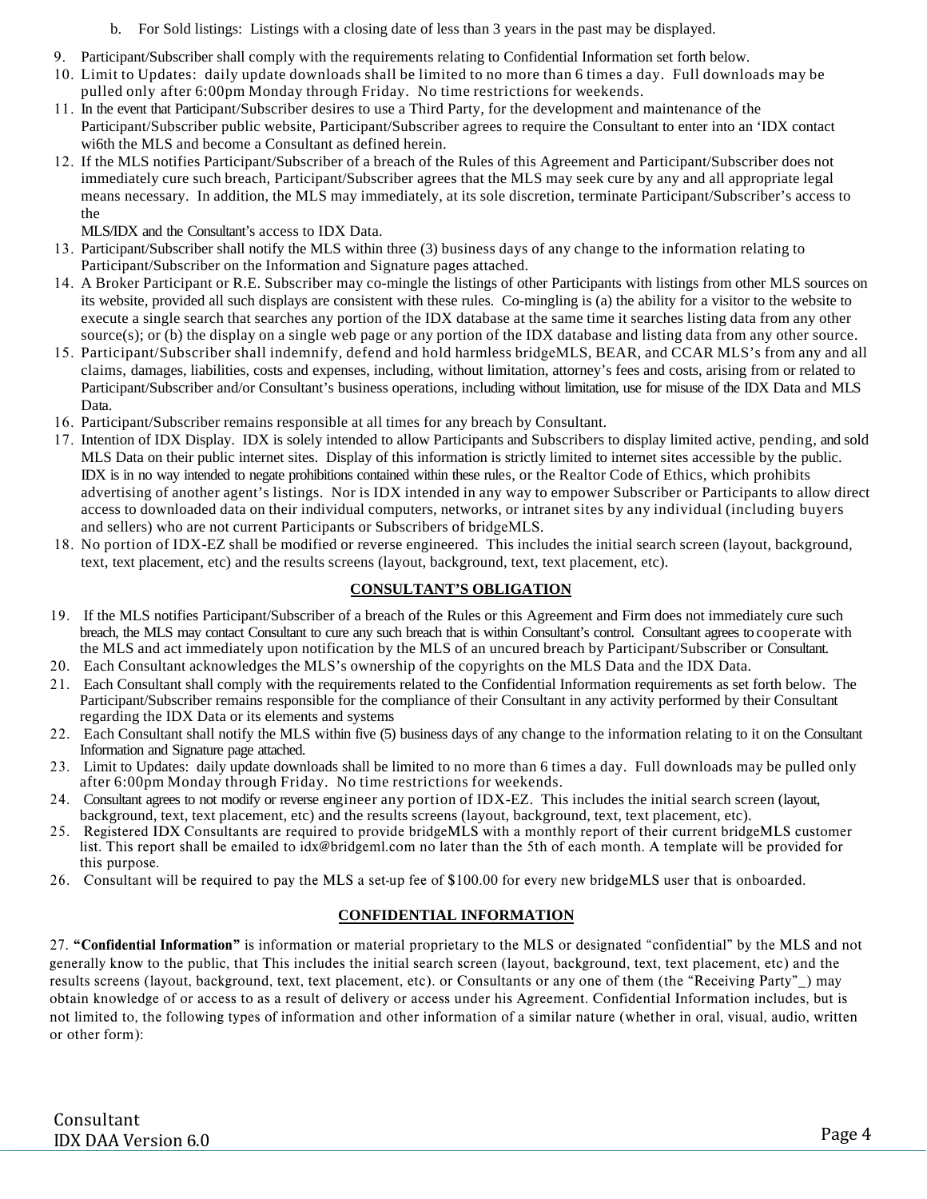b. For Sold listings: Listings with a closing date of less than 3 years in the past may be displayed.

9. Participant/Subscriber shall comply with the requirements relating to Confidential Information set forth below.
10. Limit to Updates: daily update downloads shall be limited to no more than 6 times a day. Full downloads may be pulled only after 6:00pm Monday through Friday. No time restrictions for weekends.
11. In the event that Participant/Subscriber desires to use a Third Party, for the development and maintenance of the Participant/Subscriber public website, Participant/Subscriber agrees to require the Consultant to enter into an 'IDX contact wi6th the MLS and become a Consultant as defined herein.
12. If the MLS notifies Participant/Subscriber of a breach of the Rules of this Agreement and Participant/Subscriber does not immediately cure such breach, Participant/Subscriber agrees that the MLS may seek cure by any and all appropriate legal means necessary. In addition, the MLS may immediately, at its sole discretion, terminate Participant/Subscriber's access to the MLS/IDX and the Consultant's access to IDX Data.
13. Participant/Subscriber shall notify the MLS within three (3) business days of any change to the information relating to Participant/Subscriber on the Information and Signature pages attached.
14. A Broker Participant or R.E. Subscriber may co-mingle the listings of other Participants with listings from other MLS sources on its website, provided all such displays are consistent with these rules. Co-mingling is (a) the ability for a visitor to the website to execute a single search that searches any portion of the IDX database at the same time it searches listing data from any other source(s); or (b) the display on a single web page or any portion of the IDX database and listing data from any other source.
15. Participant/Subscriber shall indemnify, defend and hold harmless bridgeMLS, BEAR, and CCAR MLS's from any and all claims, damages, liabilities, costs and expenses, including, without limitation, attorney's fees and costs, arising from or related to Participant/Subscriber and/or Consultant's business operations, including without limitation, use for misuse of the IDX Data and MLS Data.
16. Participant/Subscriber remains responsible at all times for any breach by Consultant.
17. Intention of IDX Display. IDX is solely intended to allow Participants and Subscribers to display limited active, pending, and sold MLS Data on their public internet sites. Display of this information is strictly limited to internet sites accessible by the public. IDX is in no way intended to negate prohibitions contained within these rules, or the Realtor Code of Ethics, which prohibits advertising of another agent's listings. Nor is IDX intended in any way to empower Subscriber or Participants to allow direct access to downloaded data on their individual computers, networks, or intranet sites by any individual (including buyers and sellers) who are not current Participants or Subscribers of bridgeMLS.
18. No portion of IDX-EZ shall be modified or reverse engineered. This includes the initial search screen (layout, background, text, text placement, etc) and the results screens (layout, background, text, text placement, etc).

## CONSULTANT'S OBLIGATION

19. If the MLS notifies Participant/Subscriber of a breach of the Rules or this Agreement and Firm does not immediately cure such breach, the MLS may contact Consultant to cure any such breach that is within Consultant's control. Consultant agrees to cooperate with the MLS and act immediately upon notification by the MLS of an uncured breach by Participant/Subscriber or Consultant.
20. Each Consultant acknowledges the MLS's ownership of the copyrights on the MLS Data and the IDX Data.
21. Each Consultant shall comply with the requirements related to the Confidential Information requirements as set forth below. The Participant/Subscriber remains responsible for the compliance of their Consultant in any activity performed by their Consultant regarding the IDX Data or its elements and systems
22. Each Consultant shall notify the MLS within five (5) business days of any change to the information relating to it on the Consultant Information and Signature page attached.
23. Limit to Updates: daily update downloads shall be limited to no more than 6 times a day. Full downloads may be pulled only after 6:00pm Monday through Friday. No time restrictions for weekends.
24. Consultant agrees to not modify or reverse engineer any portion of IDX-EZ. This includes the initial search screen (layout, background, text, text placement, etc) and the results screens (layout, background, text, text placement, etc).
25. Registered IDX Consultants are required to provide bridgeMLS with a monthly report of their current bridgeMLS customer list. This report shall be emailed to idx@bridgeml.com no later than the 5th of each month. A template will be provided for this purpose.
26. Consultant will be required to pay the MLS a set-up fee of $100.00 for every new bridgeMLS user that is onboarded.

## CONFIDENTIAL INFORMATION

27. **"Confidential Information"** is information or material proprietary to the MLS or designated "confidential" by the MLS and not generally know to the public, that This includes the initial search screen (layout, background, text, text placement, etc) and the results screens (layout, background, text, text placement, etc). or Consultants or any one of them (the "Receiving Party"_) may obtain knowledge of or access to as a result of delivery or access under his Agreement. Confidential Information includes, but is not limited to, the following types of information and other information of a similar nature (whether in oral, visual, audio, written or other form):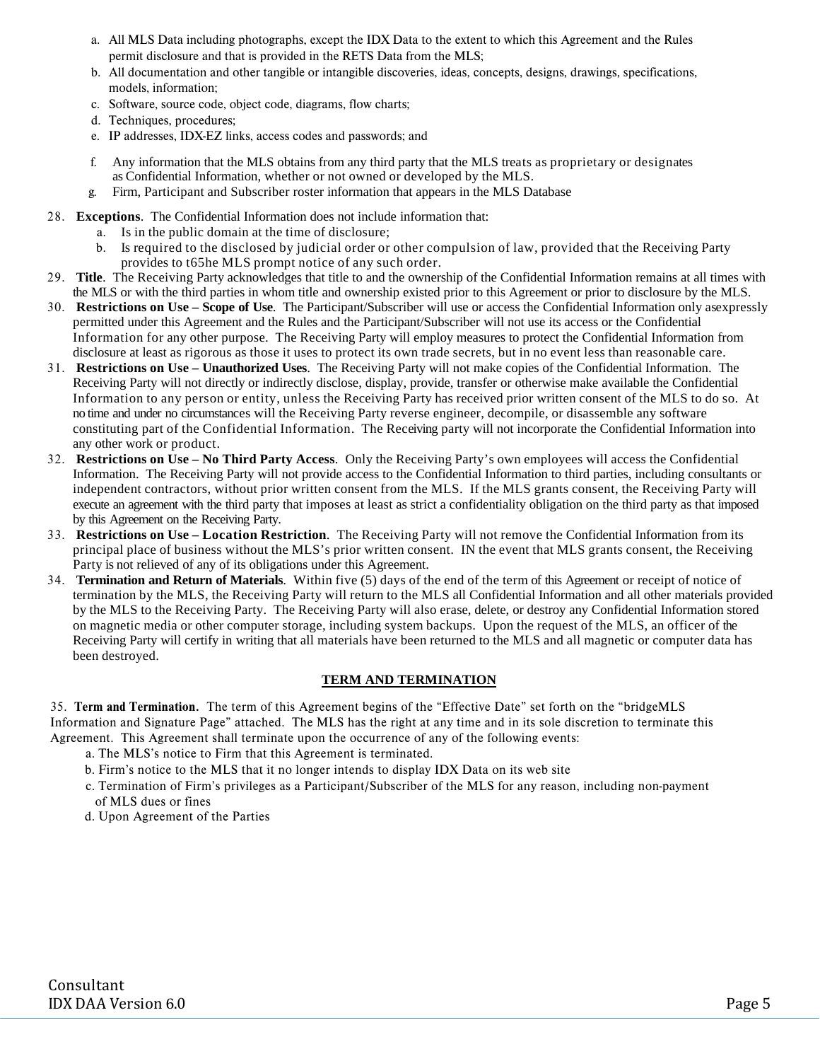a. All MLS Data including photographs, except the IDX Data to the extent to which this Agreement and the Rules permit disclosure and that is provided in the RETS Data from the MLS;
b. All documentation and other tangible or intangible discoveries, ideas, concepts, designs, drawings, specifications, models, information;
c. Software, source code, object code, diagrams, flow charts;
d. Techniques, procedures;
e. IP addresses, IDX-EZ links, access codes and passwords; and
f. Any information that the MLS obtains from any third party that the MLS treats as proprietary or designates as Confidential Information, whether or not owned or developed by the MLS.
g. Firm, Participant and Subscriber roster information that appears in the MLS Database

28. **Exceptions**. The Confidential Information does not include information that:
   a. Is in the public domain at the time of disclosure;
   b. Is required to the disclosed by judicial order or other compulsion of law, provided that the Receiving Party provides to t65he MLS prompt notice of any such order.

29. **Title**. The Receiving Party acknowledges that title to and the ownership of the Confidential Information remains at all times with the MLS or with the third parties in whom title and ownership existed prior to this Agreement or prior to disclosure by the MLS.

30. **Restrictions on Use – Scope of Use**. The Participant/Subscriber will use or access the Confidential Information only asexpressly permitted under this Agreement and the Rules and the Participant/Subscriber will not use its access or the Confidential Information for any other purpose. The Receiving Party will employ measures to protect the Confidential Information from disclosure at least as rigorous as those it uses to protect its own trade secrets, but in no event less than reasonable care.

31. **Restrictions on Use – Unauthorized Uses**. The Receiving Party will not make copies of the Confidential Information. The Receiving Party will not directly or indirectly disclose, display, provide, transfer or otherwise make available the Confidential Information to any person or entity, unless the Receiving Party has received prior written consent of the MLS to do so. At no time and under no circumstances will the Receiving Party reverse engineer, decompile, or disassemble any software constituting part of the Confidential Information. The Receiving party will not incorporate the Confidential Information into any other work or product.

32. **Restrictions on Use – No Third Party Access**. Only the Receiving Party's own employees will access the Confidential Information. The Receiving Party will not provide access to the Confidential Information to third parties, including consultants or independent contractors, without prior written consent from the MLS. If the MLS grants consent, the Receiving Party will execute an agreement with the third party that imposes at least as strict a confidentiality obligation on the third party as that imposed by this Agreement on the Receiving Party.

33. **Restrictions on Use – Location Restriction**. The Receiving Party will not remove the Confidential Information from its principal place of business without the MLS's prior written consent. IN the event that MLS grants consent, the Receiving Party is not relieved of any of its obligations under this Agreement.

34. **Termination and Return of Materials**. Within five (5) days of the end of the term of this Agreement or receipt of notice of termination by the MLS, the Receiving Party will return to the MLS all Confidential Information and all other materials provided by the MLS to the Receiving Party. The Receiving Party will also erase, delete, or destroy any Confidential Information stored on magnetic media or other computer storage, including system backups. Upon the request of the MLS, an officer of the Receiving Party will certify in writing that all materials have been returned to the MLS and all magnetic or computer data has been destroyed.

**TERM AND TERMINATION**

35. **Term and Termination.** The term of this Agreement begins of the "Effective Date" set forth on the "bridgeMLS Information and Signature Page" attached. The MLS has the right at any time and in its sole discretion to terminate this Agreement. This Agreement shall terminate upon the occurrence of any of the following events:
   a. The MLS's notice to Firm that this Agreement is terminated.
   b. Firm's notice to the MLS that it no longer intends to display IDX Data on its web site
   c. Termination of Firm's privileges as a Participant/Subscriber of the MLS for any reason, including non-payment of MLS dues or fines
   d. Upon Agreement of the Parties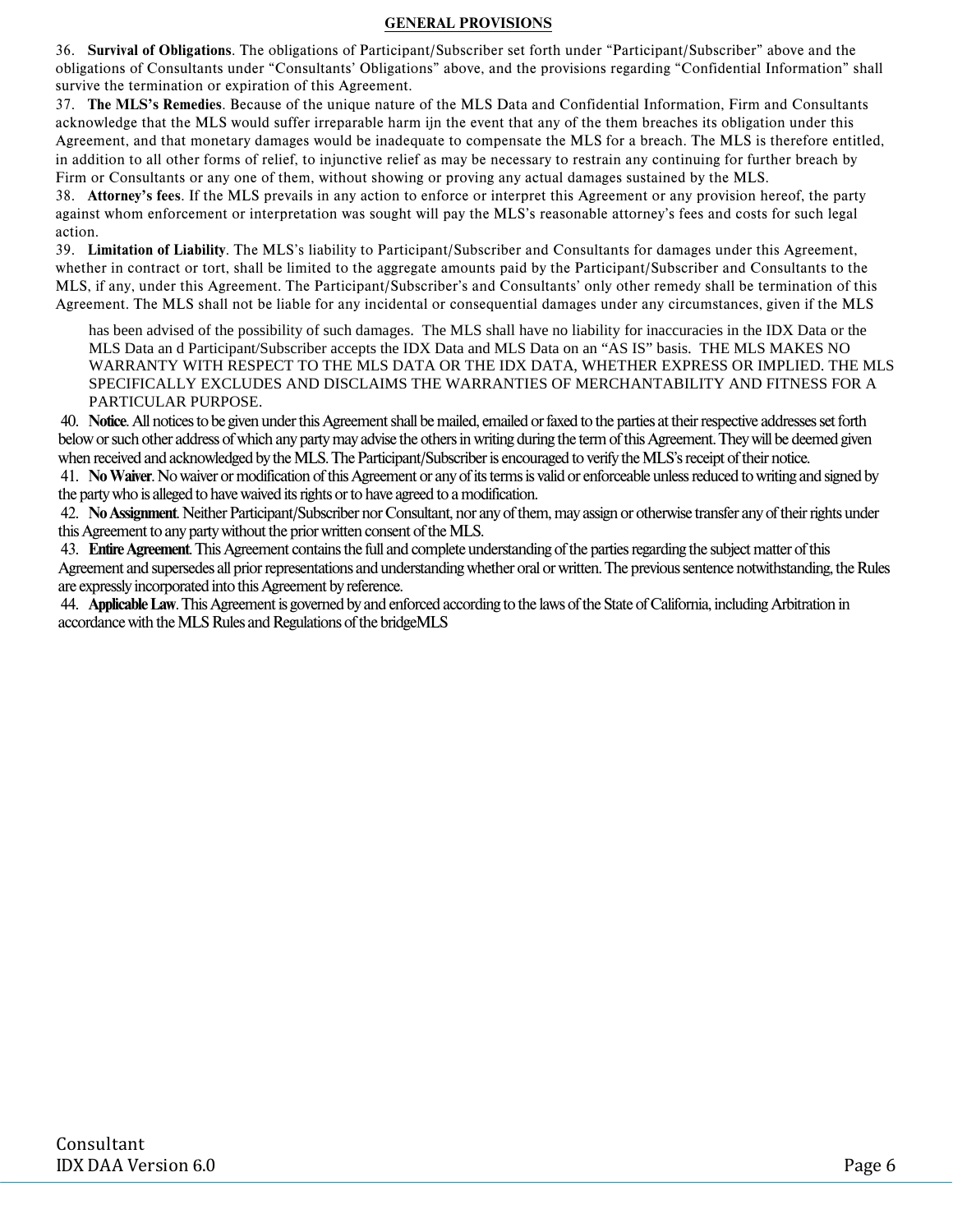## GENERAL PROVISIONS

36. **Survival of Obligations**. The obligations of Participant/Subscriber set forth under "Participant/Subscriber" above and the obligations of Consultants under "Consultants' Obligations" above, and the provisions regarding "Confidential Information" shall survive the termination or expiration of this Agreement.

37. **The MLS's Remedies**. Because of the unique nature of the MLS Data and Confidential Information, Firm and Consultants acknowledge that the MLS would suffer irreparable harm ijn the event that any of the them breaches its obligation under this Agreement, and that monetary damages would be inadequate to compensate the MLS for a breach. The MLS is therefore entitled, in addition to all other forms of relief, to injunctive relief as may be necessary to restrain any continuing for further breach by Firm or Consultants or any one of them, without showing or proving any actual damages sustained by the MLS.

38. **Attorney's fees**. If the MLS prevails in any action to enforce or interpret this Agreement or any provision hereof, the party against whom enforcement or interpretation was sought will pay the MLS's reasonable attorney's fees and costs for such legal action.

39. **Limitation of Liability**. The MLS's liability to Participant/Subscriber and Consultants for damages under this Agreement, whether in contract or tort, shall be limited to the aggregate amounts paid by the Participant/Subscriber and Consultants to the MLS, if any, under this Agreement. The Participant/Subscriber's and Consultants' only other remedy shall be termination of this Agreement. The MLS shall not be liable for any incidental or consequential damages under any circumstances, given if the MLS has been advised of the possibility of such damages. The MLS shall have no liability for inaccuracies in the IDX Data or the MLS Data an d Participant/Subscriber accepts the IDX Data and MLS Data on an "AS IS" basis. THE MLS MAKES NO WARRANTY WITH RESPECT TO THE MLS DATA OR THE IDX DATA, WHETHER EXPRESS OR IMPLIED. THE MLS SPECIFICALLY EXCLUDES AND DISCLAIMS THE WARRANTIES OF MERCHANTABILITY AND FITNESS FOR A PARTICULAR PURPOSE.

40. **Notice**. All notices to be given under this Agreement shall be mailed, emailed or faxed to the parties at their respective addresses set forth below or such other address of which any party may advise the others in writing during the term of this Agreement. They will be deemed given when received and acknowledged by the MLS. The Participant/Subscriber is encouraged to verify the MLS's receipt of their notice.

41. **No Waiver**. No waiver or modification of this Agreement or any of its terms is valid or enforceable unless reduced to writing and signed by the party who is alleged to have waived its rights or to have agreed to a modification.

42. **No Assignment**. Neither Participant/Subscriber nor Consultant, nor any of them, may assign or otherwise transfer any of their rights under this Agreement to any party without the prior written consent of the MLS.

43. **Entire Agreement**. This Agreement contains the full and complete understanding of the parties regarding the subject matter of this Agreement and supersedes all prior representations and understanding whether oral or written. The previous sentence notwithstanding, the Rules are expressly incorporated into this Agreement by reference.

44. **Applicable Law**. This Agreement is governed by and enforced according to the laws of the State of California, including Arbitration in accordance with the MLS Rules and Regulations of the bridgeMLS